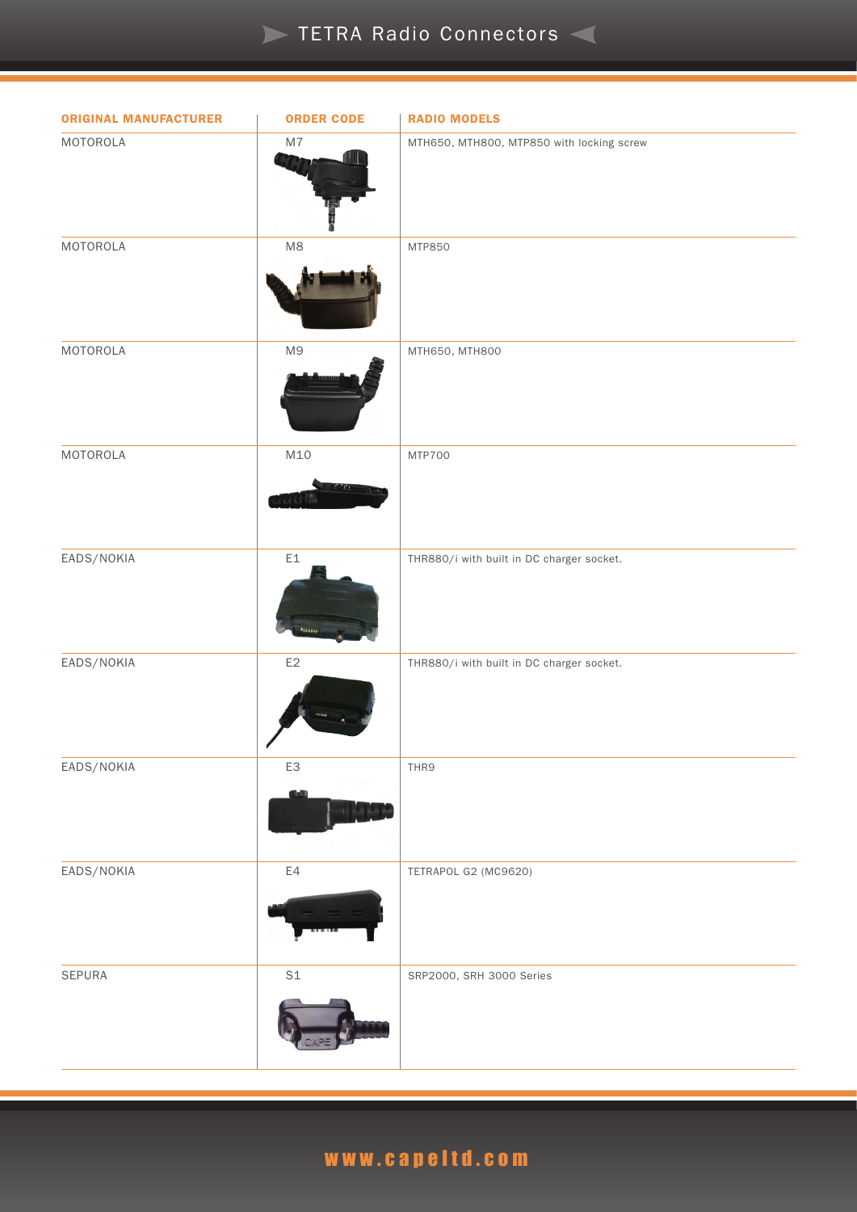# TETRA Radio Connectors

| ORIGINAL MANUFACTURER | ORDER CODE | RADIO MODELS |
|---|---|---|
| MOTOROLA | M7 | MTH650, MTH800, MTP850 with locking screw |
| MOTOROLA | M8 | MTP850 |
| MOTOROLA | M9 | MTH650, MTH800 |
| MOTOROLA | M10 | MTP700 |
| EADS/NOKIA | E1 | THR880/i with built in DC charger socket. |
| EADS/NOKIA | E2 | THR880/i with built in DC charger socket. |
| EADS/NOKIA | E3 | THR9 |
| EADS/NOKIA | E4 | TETRAPOL G2 (MC9620) |
| SEPURA | S1 | SRP2000, SRH 3000 Series |

www.capeltd.com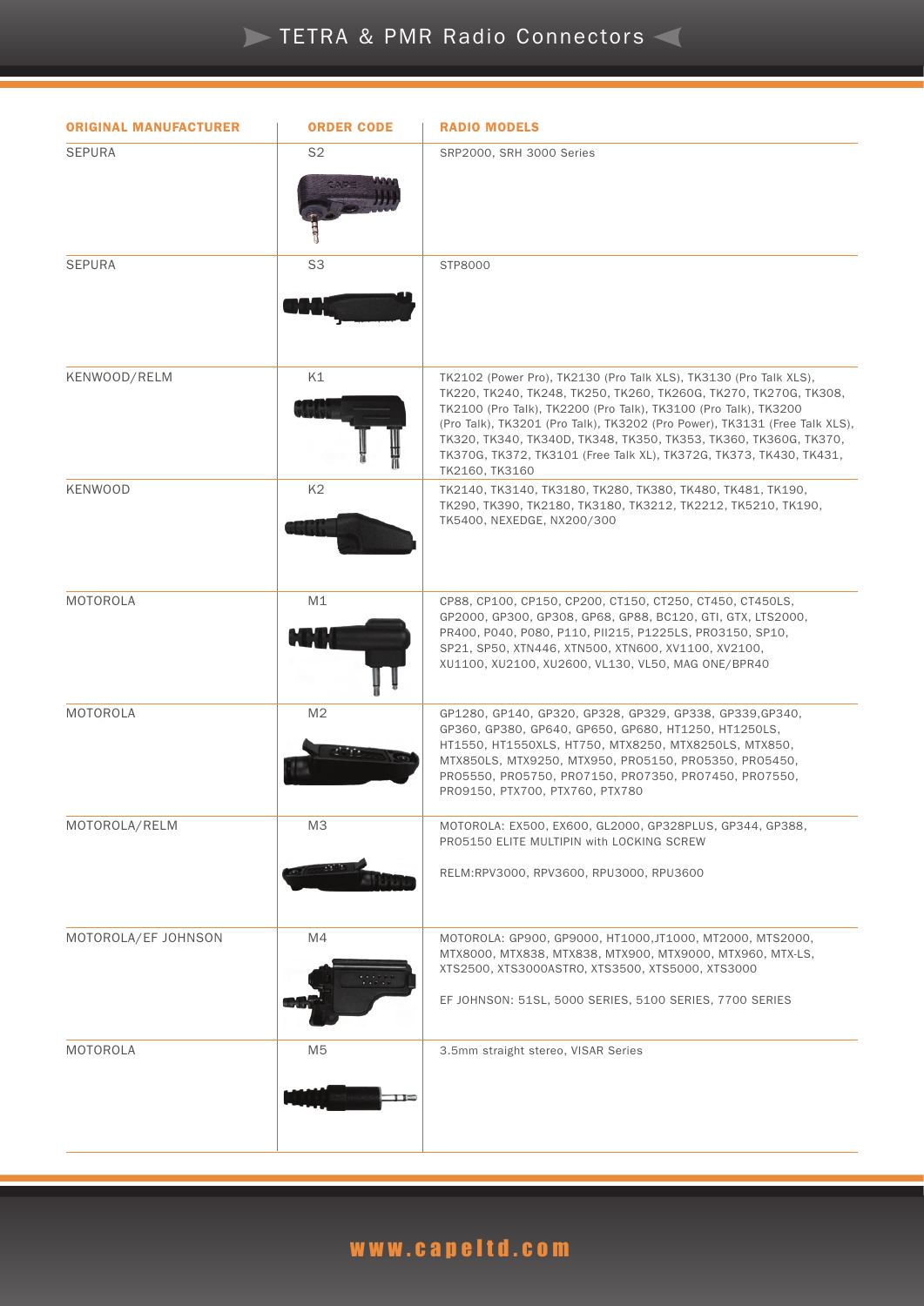# TETRA & PMR Radio Connectors

| ORIGINAL MANUFACTURER | ORDER CODE | RADIO MODELS |
|---|---|---|
| SEPURA | S2 | SRP2000, SRH 3000 Series |
| SEPURA | S3 | STP8000 |
| KENWOOD/RELM | K1 | TK2102 (Power Pro), TK2130 (Pro Talk XLS), TK3130 (Pro Talk XLS), TK220, TK240, TK248, TK250, TK260, TK260G, TK270, TK270G, TK308, TK2100 (Pro Talk), TK2200 (Pro Talk), TK3100 (Pro Talk), TK3200 (Pro Talk), TK3201 (Pro Talk), TK3202 (Pro Power), TK3131 (Free Talk XLS), TK320, TK340, TK340D, TK348, TK350, TK353, TK360, TK360G, TK370, TK370G, TK372, TK3101 (Free Talk XL), TK372G, TK373, TK430, TK431, TK2160, TK3160 |
| KENWOOD | K2 | TK2140, TK3140, TK3180, TK280, TK380, TK480, TK481, TK190, TK290, TK390, TK2180, TK3180, TK3212, TK2212, TK5210, TK190, TK5400, NEXEDGE, NX200/300 |
| MOTOROLA | M1 | CP88, CP100, CP150, CP200, CT150, CT250, CT450, CT450LS, GP2000, GP300, GP308, GP68, GP88, BC120, GTI, GTX, LTS2000, PR400, P040, P080, P110, PII215, P1225LS, PRO3150, SP10, SP21, SP50, XTN446, XTN500, XTN600, XV1100, XV2100, XU1100, XU2100, XU2600, VL130, VL50, MAG ONE/BPR40 |
| MOTOROLA | M2 | GP1280, GP140, GP320, GP328, GP329, GP338, GP339,GP340, GP360, GP380, GP640, GP650, GP680, HT1250, HT1250LS, HT1550, HT1550XLS, HT750, MTX8250, MTX8250LS, MTX850, MTX850LS, MTX9250, MTX950, PRO5150, PRO5350, PRO5450, PRO5550, PRO5750, PRO7150, PRO7350, PRO7450, PRO7550, PRO9150, PTX700, PTX760, PTX780 |
| MOTOROLA/RELM | M3 | MOTOROLA: EX500, EX600, GL2000, GP328PLUS, GP344, GP388, PRO5150 ELITE MULTIPIN with LOCKING SCREW<br><br>RELM:RPV3000, RPV3600, RPU3000, RPU3600 |
| MOTOROLA/EF JOHNSON | M4 | MOTOROLA: GP900, GP9000, HT1000,JT1000, MT2000, MTS2000, MTX8000, MTX838, MTX838, MTX900, MTX9000, MTX960, MTX-LS, XTS2500, XTS3000ASTRO, XTS3500, XTS5000, XTS3000<br><br>EF JOHNSON: 51SL, 5000 SERIES, 5100 SERIES, 7700 SERIES |
| MOTOROLA | M5 | 3.5mm straight stereo, VISAR Series |

www.capeltd.com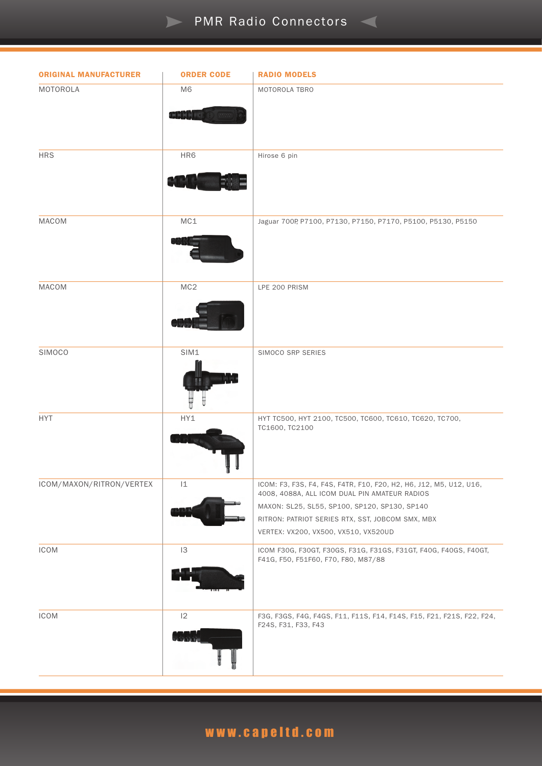# PMR Radio Connectors

| ORIGINAL MANUFACTURER | ORDER CODE | RADIO MODELS |
| --- | --- | --- |
| MOTOROLA | M6 | MOTOROLA TBRO |
| HRS | HR6 | Hirose 6 pin |
| MACOM | MC1 | Jaguar 700P, P7100, P7130, P7150, P7170, P5100, P5130, P5150 |
| MACOM | MC2 | LPE 200 PRISM |
| SIMOCO | SIM1 | SIMOCO SRP SERIES |
| HYT | HY1 | HYT TC500, HYT 2100, TC500, TC600, TC610, TC620, TC700, TC1600, TC2100 |
| ICOM/MAXON/RITRON/VERTEX | I1 | ICOM: F3, F3S, F4, F4S, F4TR, F10, F20, H2, H6, J12, M5, U12, U16, 4008, 4088A, ALL ICOM DUAL PIN AMATEUR RADIOS<br>MAXON: SL25, SL55, SP100, SP120, SP130, SP140<br>RITRON: PATRIOT SERIES RTX, SST, JOBCOM SMX, MBX<br>VERTEX: VX200, VX500, VX510, VX520UD |
| ICOM | I3 | ICOM F30G, F30GT, F30GS, F31G, F31GS, F31GT, F40G, F40GS, F40GT, F41G, F50, F51F60, F70, F80, M87/88 |
| ICOM | I2 | F3G, F3GS, F4G, F4GS, F11, F11S, F14, F14S, F15, F21, F21S, F22, F24, F24S, F31, F33, F43 |

www.capeltd.com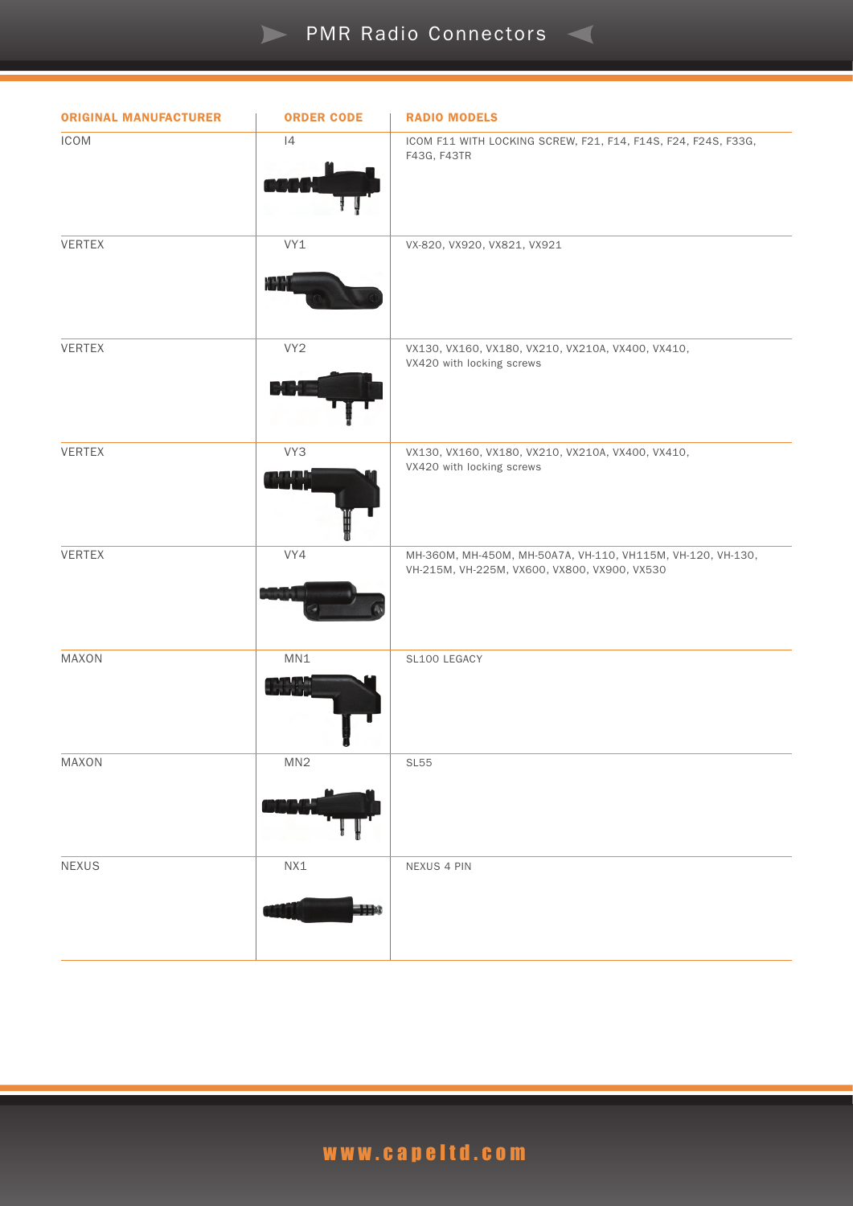# PMR Radio Connectors

| ORIGINAL MANUFACTURER | ORDER CODE | RADIO MODELS |
| --- | --- | --- |
| ICOM | I4 | ICOM F11 WITH LOCKING SCREW, F21, F14, F14S, F24, F24S, F33G, F43G, F43TR |
| VERTEX | VY1 | VX-820, VX920, VX821, VX921 |
| VERTEX | VY2 | VX130, VX160, VX180, VX210, VX210A, VX400, VX410, VX420 with locking screws |
| VERTEX | VY3 | VX130, VX160, VX180, VX210, VX210A, VX400, VX410, VX420 with locking screws |
| VERTEX | VY4 | MH-360M, MH-450M, MH-50A7A, VH-110, VH115M, VH-120, VH-130, VH-215M, VH-225M, VX600, VX800, VX900, VX530 |
| MAXON | MN1 | SL100 LEGACY |
| MAXON | MN2 | SL55 |
| NEXUS | NX1 | NEXUS 4 PIN |

www.capeltd.com